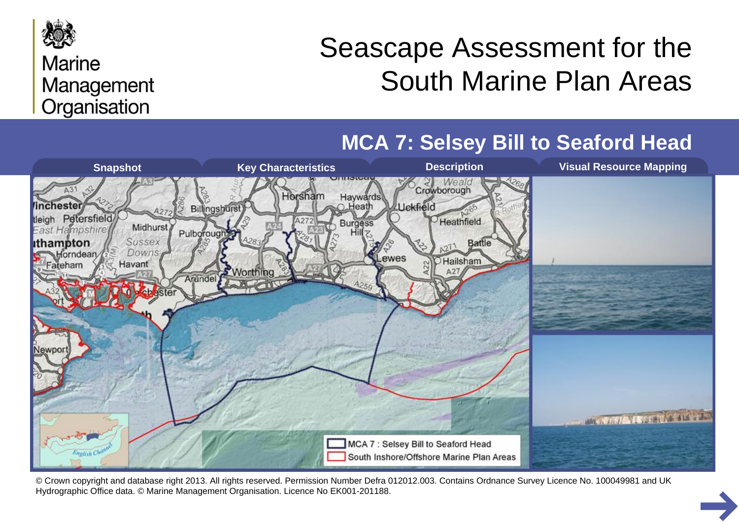Marine Management Organisation

# Seascape Assessment for the South Marine Plan Areas

## MCA 7: Selsey Bill to Seaford Head

Snapshot | Key Characteristics | Description | Visual Resource Mapping

MCA 7 : Selsey Bill to Seaford Head

South Inshore/Offshore Marine Plan Areas

© Crown copyright and database right 2013. All rights reserved. Permission Number Defra 012012.003. Contains Ordnance Survey Licence No. 100049981 and UK Hydrographic Office data. © Marine Management Organisation. Licence No EK001-201188.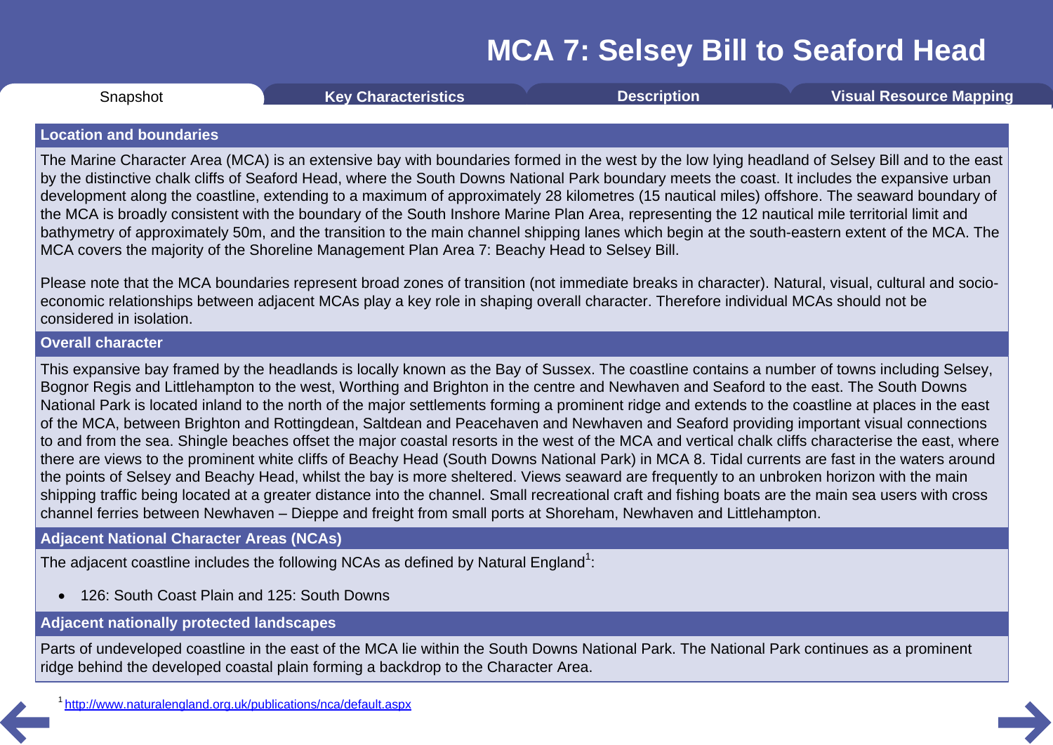# MCA 7: Selsey Bill to Seaford Head

Snapshot | Key Characteristics | Description | Visual Resource Mapping

## Location and boundaries

The Marine Character Area (MCA) is an extensive bay with boundaries formed in the west by the low lying headland of Selsey Bill and to the east by the distinctive chalk cliffs of Seaford Head, where the South Downs National Park boundary meets the coast. It includes the expansive urban development along the coastline, extending to a maximum of approximately 28 kilometres (15 nautical miles) offshore. The seaward boundary of the MCA is broadly consistent with the boundary of the South Inshore Marine Plan Area, representing the 12 nautical mile territorial limit and bathymetry of approximately 50m, and the transition to the main channel shipping lanes which begin at the south-eastern extent of the MCA. The MCA covers the majority of the Shoreline Management Plan Area 7: Beachy Head to Selsey Bill.

Please note that the MCA boundaries represent broad zones of transition (not immediate breaks in character). Natural, visual, cultural and socio-economic relationships between adjacent MCAs play a key role in shaping overall character. Therefore individual MCAs should not be considered in isolation.

## Overall character

This expansive bay framed by the headlands is locally known as the Bay of Sussex. The coastline contains a number of towns including Selsey, Bognor Regis and Littlehampton to the west, Worthing and Brighton in the centre and Newhaven and Seaford to the east. The South Downs National Park is located inland to the north of the major settlements forming a prominent ridge and extends to the coastline at places in the east of the MCA, between Brighton and Rottingdean, Saltdean and Peacehaven and Newhaven and Seaford providing important visual connections to and from the sea. Shingle beaches offset the major coastal resorts in the west of the MCA and vertical chalk cliffs characterise the east, where there are views to the prominent white cliffs of Beachy Head (South Downs National Park) in MCA 8. Tidal currents are fast in the waters around the points of Selsey and Beachy Head, whilst the bay is more sheltered. Views seaward are frequently to an unbroken horizon with the main shipping traffic being located at a greater distance into the channel. Small recreational craft and fishing boats are the main sea users with cross channel ferries between Newhaven – Dieppe and freight from small ports at Shoreham, Newhaven and Littlehampton.

## Adjacent National Character Areas (NCAs)

The adjacent coastline includes the following NCAs as defined by Natural England[1]:

- 126: South Coast Plain and 125: South Downs

## Adjacent nationally protected landscapes

Parts of undeveloped coastline in the east of the MCA lie within the South Downs National Park. The National Park continues as a prominent ridge behind the developed coastal plain forming a backdrop to the Character Area.

[1] http://www.naturalengland.org.uk/publications/nca/default.aspx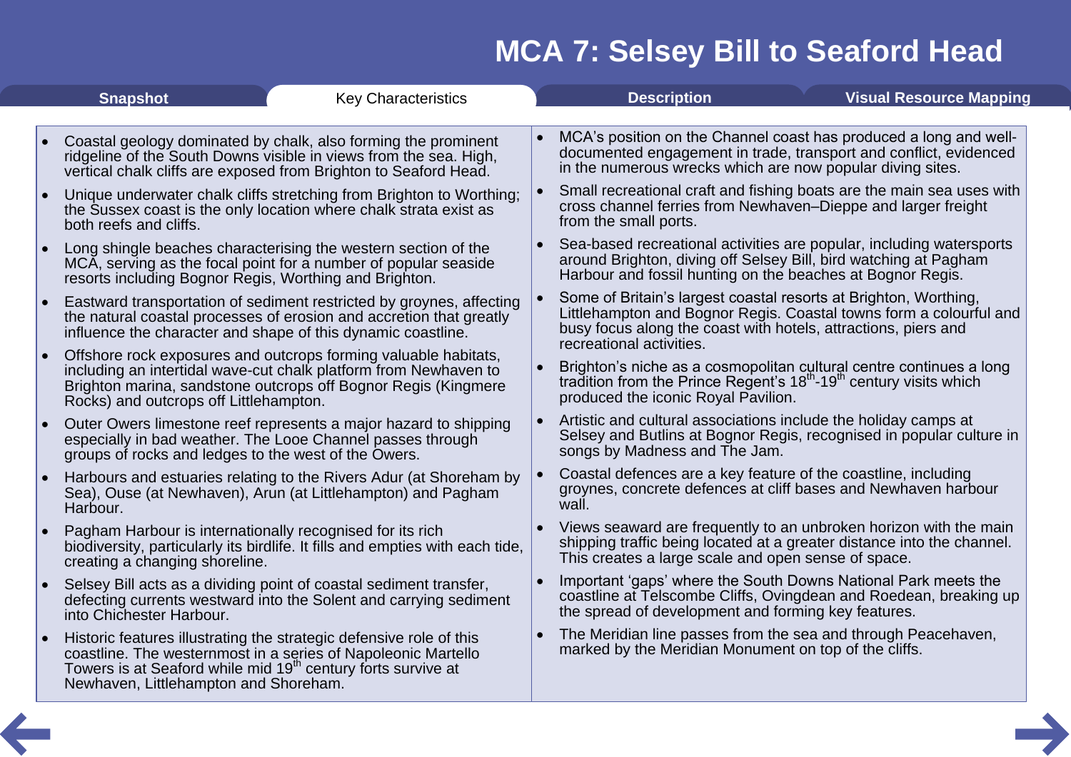# MCA 7: Selsey Bill to Seaford Head

Snapshot | **Key Characteristics** | Description | Visual Resource Mapping

- Coastal geology dominated by chalk, also forming the prominent ridgeline of the South Downs visible in views from the sea. High, vertical chalk cliffs are exposed from Brighton to Seaford Head.
- Unique underwater chalk cliffs stretching from Brighton to Worthing; the Sussex coast is the only location where chalk strata exist as both reefs and cliffs.
- Long shingle beaches characterising the western section of the MCA, serving as the focal point for a number of popular seaside resorts including Bognor Regis, Worthing and Brighton.
- Eastward transportation of sediment restricted by groynes, affecting the natural coastal processes of erosion and accretion that greatly influence the character and shape of this dynamic coastline.
- Offshore rock exposures and outcrops forming valuable habitats, including an intertidal wave-cut chalk platform from Newhaven to Brighton marina, sandstone outcrops off Bognor Regis (Kingmere Rocks) and outcrops off Littlehampton.
- Outer Owers limestone reef represents a major hazard to shipping especially in bad weather. The Looe Channel passes through groups of rocks and ledges to the west of the Owers.
- Harbours and estuaries relating to the Rivers Adur (at Shoreham by Sea), Ouse (at Newhaven), Arun (at Littlehampton) and Pagham Harbour.
- Pagham Harbour is internationally recognised for its rich biodiversity, particularly its birdlife. It fills and empties with each tide, creating a changing shoreline.
- Selsey Bill acts as a dividing point of coastal sediment transfer, defecting currents westward into the Solent and carrying sediment into Chichester Harbour.
- Historic features illustrating the strategic defensive role of this coastline. The westernmost in a series of Napoleonic Martello Towers is at Seaford while mid 19th century forts survive at Newhaven, Littlehampton and Shoreham.
- MCA's position on the Channel coast has produced a long and well-documented engagement in trade, transport and conflict, evidenced in the numerous wrecks which are now popular diving sites.
- Small recreational craft and fishing boats are the main sea uses with cross channel ferries from Newhaven–Dieppe and larger freight from the small ports.
- Sea-based recreational activities are popular, including watersports around Brighton, diving off Selsey Bill, bird watching at Pagham Harbour and fossil hunting on the beaches at Bognor Regis.
- Some of Britain's largest coastal resorts at Brighton, Worthing, Littlehampton and Bognor Regis. Coastal towns form a colourful and busy focus along the coast with hotels, attractions, piers and recreational activities.
- Brighton's niche as a cosmopolitan cultural centre continues a long tradition from the Prince Regent's 18th-19th century visits which produced the iconic Royal Pavilion.
- Artistic and cultural associations include the holiday camps at Selsey and Butlins at Bognor Regis, recognised in popular culture in songs by Madness and The Jam.
- Coastal defences are a key feature of the coastline, including groynes, concrete defences at cliff bases and Newhaven harbour wall.
- Views seaward are frequently to an unbroken horizon with the main shipping traffic being located at a greater distance into the channel. This creates a large scale and open sense of space.
- Important 'gaps' where the South Downs National Park meets the coastline at Telscombe Cliffs, Ovingdean and Roedean, breaking up the spread of development and forming key features.
- The Meridian line passes from the sea and through Peacehaven, marked by the Meridian Monument on top of the cliffs.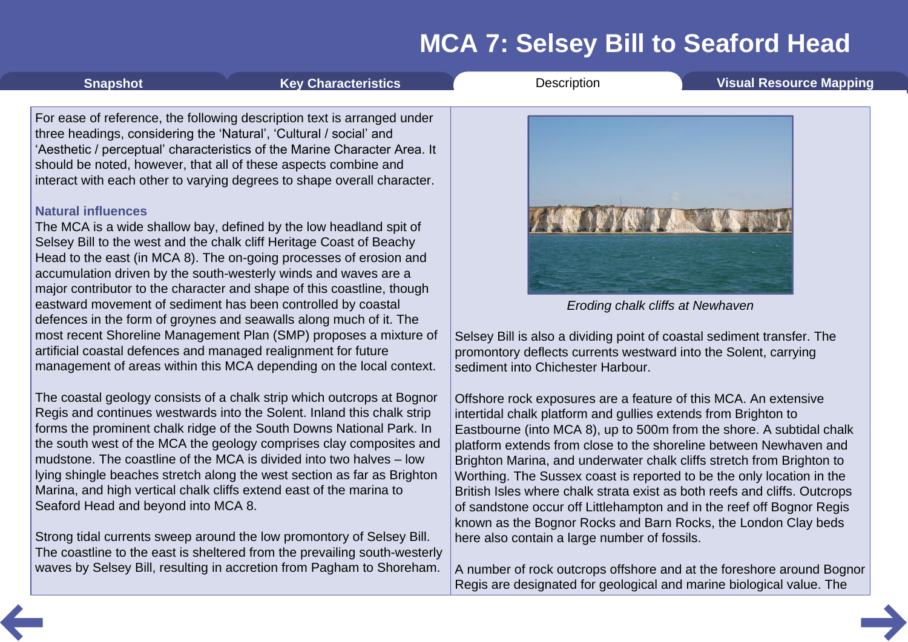# MCA 7: Selsey Bill to Seaford Head

Snapshot | Key Characteristics | Description | Visual Resource Mapping

For ease of reference, the following description text is arranged under three headings, considering the 'Natural', 'Cultural / social' and 'Aesthetic / perceptual' characteristics of the Marine Character Area. It should be noted, however, that all of these aspects combine and interact with each other to varying degrees to shape overall character.

## Natural influences

The MCA is a wide shallow bay, defined by the low headland spit of Selsey Bill to the west and the chalk cliff Heritage Coast of Beachy Head to the east (in MCA 8). The on-going processes of erosion and accumulation driven by the south-westerly winds and waves are a major contributor to the character and shape of this coastline, though eastward movement of sediment has been controlled by coastal defences in the form of groynes and seawalls along much of it. The most recent Shoreline Management Plan (SMP) proposes a mixture of artificial coastal defences and managed realignment for future management of areas within this MCA depending on the local context.

The coastal geology consists of a chalk strip which outcrops at Bognor Regis and continues westwards into the Solent. Inland this chalk strip forms the prominent chalk ridge of the South Downs National Park. In the south west of the MCA the geology comprises clay composites and mudstone. The coastline of the MCA is divided into two halves – low lying shingle beaches stretch along the west section as far as Brighton Marina, and high vertical chalk cliffs extend east of the marina to Seaford Head and beyond into MCA 8.

Strong tidal currents sweep around the low promontory of Selsey Bill. The coastline to the east is sheltered from the prevailing south-westerly waves by Selsey Bill, resulting in accretion from Pagham to Shoreham.

*Eroding chalk cliffs at Newhaven*

Selsey Bill is also a dividing point of coastal sediment transfer. The promontory deflects currents westward into the Solent, carrying sediment into Chichester Harbour.

Offshore rock exposures are a feature of this MCA. An extensive intertidal chalk platform and gullies extends from Brighton to Eastbourne (into MCA 8), up to 500m from the shore. A subtidal chalk platform extends from close to the shoreline between Newhaven and Brighton Marina, and underwater chalk cliffs stretch from Brighton to Worthing. The Sussex coast is reported to be the only location in the British Isles where chalk strata exist as both reefs and cliffs. Outcrops of sandstone occur off Littlehampton and in the reef off Bognor Regis known as the Bognor Rocks and Barn Rocks, the London Clay beds here also contain a large number of fossils.

A number of rock outcrops offshore and at the foreshore around Bognor Regis are designated for geological and marine biological value. The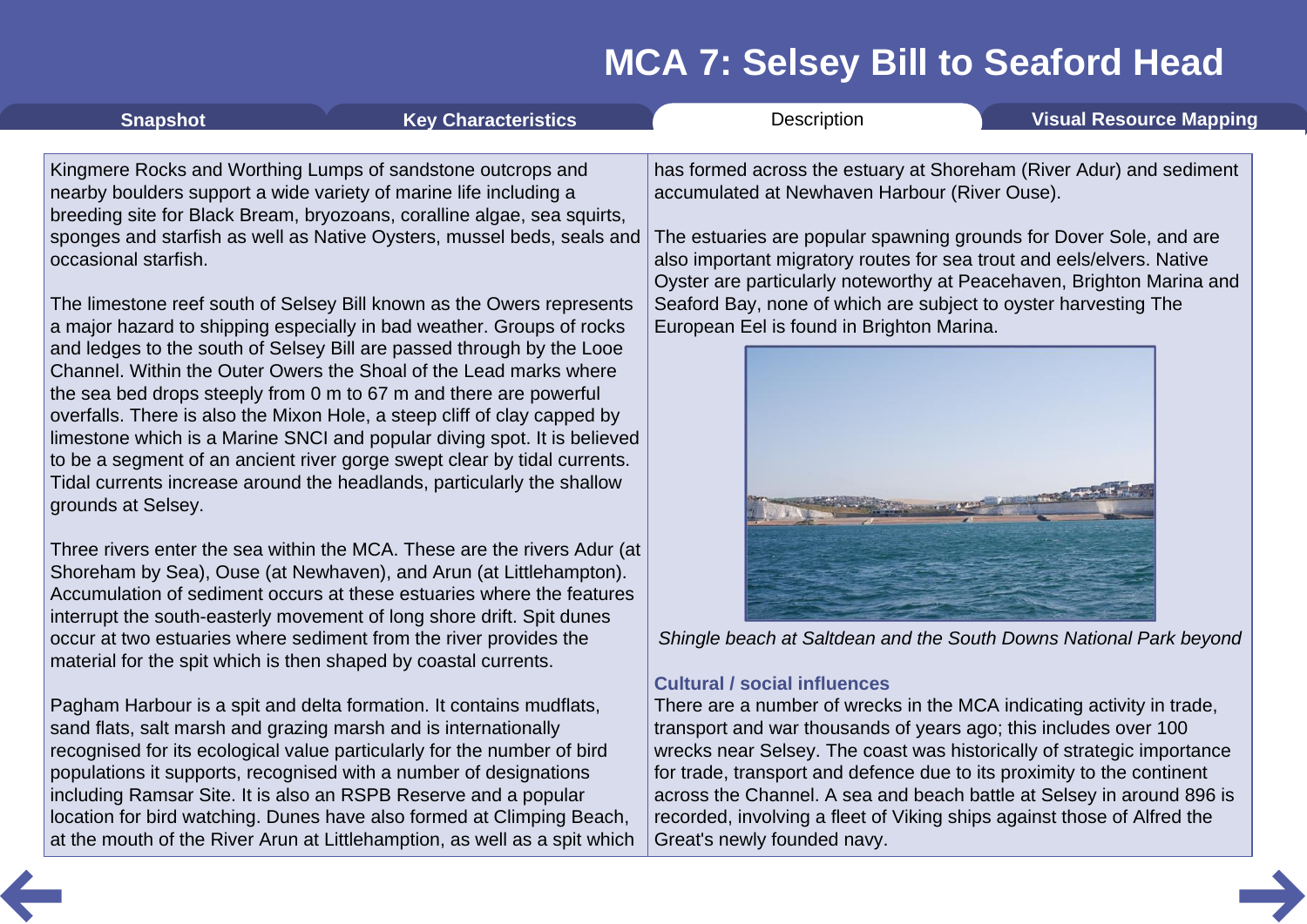Kingmere Rocks and Worthing Lumps of sandstone outcrops and nearby boulders support a wide variety of marine life including a breeding site for Black Bream, bryozoans, coralline algae, sea squirts, sponges and starfish as well as Native Oysters, mussel beds, seals and occasional starfish.

The limestone reef south of Selsey Bill known as the Owers represents a major hazard to shipping especially in bad weather. Groups of rocks and ledges to the south of Selsey Bill are passed through by the Looe Channel. Within the Outer Owers the Shoal of the Lead marks where the sea bed drops steeply from 0 m to 67 m and there are powerful overfalls. There is also the Mixon Hole, a steep cliff of clay capped by limestone which is a Marine SNCI and popular diving spot. It is believed to be a segment of an ancient river gorge swept clear by tidal currents. Tidal currents increase around the headlands, particularly the shallow grounds at Selsey.

Three rivers enter the sea within the MCA. These are the rivers Adur (at Shoreham by Sea), Ouse (at Newhaven), and Arun (at Littlehampton). Accumulation of sediment occurs at these estuaries where the features interrupt the south-easterly movement of long shore drift. Spit dunes occur at two estuaries where sediment from the river provides the material for the spit which is then shaped by coastal currents.

Pagham Harbour is a spit and delta formation. It contains mudflats, sand flats, salt marsh and grazing marsh and is internationally recognised for its ecological value particularly for the number of bird populations it supports, recognised with a number of designations including Ramsar Site. It is also an RSPB Reserve and a popular location for bird watching. Dunes have also formed at Climping Beach, at the mouth of the River Arun at Littlehamption, as well as a spit which has formed across the estuary at Shoreham (River Adur) and sediment accumulated at Newhaven Harbour (River Ouse).

The estuaries are popular spawning grounds for Dover Sole, and are also important migratory routes for sea trout and eels/elvers. Native Oyster are particularly noteworthy at Peacehaven, Brighton Marina and Seaford Bay, none of which are subject to oyster harvesting The European Eel is found in Brighton Marina.

*Shingle beach at Saltdean and the South Downs National Park beyond*

### Cultural / social influences

There are a number of wrecks in the MCA indicating activity in trade, transport and war thousands of years ago; this includes over 100 wrecks near Selsey. The coast was historically of strategic importance for trade, transport and defence due to its proximity to the continent across the Channel. A sea and beach battle at Selsey in around 896 is recorded, involving a fleet of Viking ships against those of Alfred the Great's newly founded navy.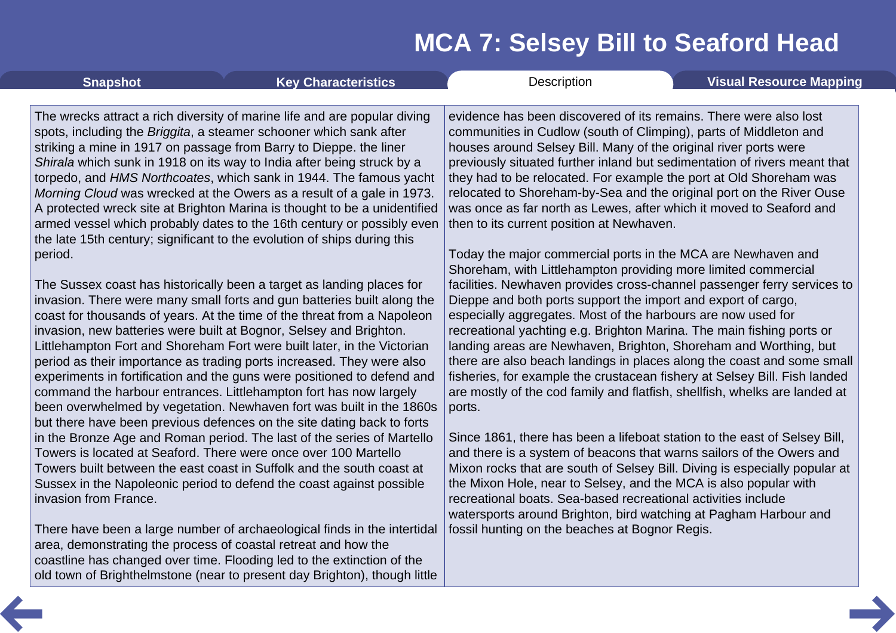# MCA 7: Selsey Bill to Seaford Head

Snapshot | Key Characteristics | Description | Visual Resource Mapping

The wrecks attract a rich diversity of marine life and are popular diving spots, including the *Briggita*, a steamer schooner which sank after striking a mine in 1917 on passage from Barry to Dieppe. the liner *Shirala* which sunk in 1918 on its way to India after being struck by a torpedo, and *HMS Northcoates*, which sank in 1944. The famous yacht *Morning Cloud* was wrecked at the Owers as a result of a gale in 1973. A protected wreck site at Brighton Marina is thought to be a unidentified armed vessel which probably dates to the 16th century or possibly even the late 15th century; significant to the evolution of ships during this period.

The Sussex coast has historically been a target as landing places for invasion. There were many small forts and gun batteries built along the coast for thousands of years. At the time of the threat from a Napoleon invasion, new batteries were built at Bognor, Selsey and Brighton. Littlehampton Fort and Shoreham Fort were built later, in the Victorian period as their importance as trading ports increased. They were also experiments in fortification and the guns were positioned to defend and command the harbour entrances. Littlehampton fort has now largely been overwhelmed by vegetation. Newhaven fort was built in the 1860s but there have been previous defences on the site dating back to forts in the Bronze Age and Roman period. The last of the series of Martello Towers is located at Seaford. There were once over 100 Martello Towers built between the east coast in Suffolk and the south coast at Sussex in the Napoleonic period to defend the coast against possible invasion from France.

There have been a large number of archaeological finds in the intertidal area, demonstrating the process of coastal retreat and how the coastline has changed over time. Flooding led to the extinction of the old town of Brighthelmstone (near to present day Brighton), though little evidence has been discovered of its remains. There were also lost communities in Cudlow (south of Climping), parts of Middleton and houses around Selsey Bill. Many of the original river ports were previously situated further inland but sedimentation of rivers meant that they had to be relocated. For example the port at Old Shoreham was relocated to Shoreham-by-Sea and the original port on the River Ouse was once as far north as Lewes, after which it moved to Seaford and then to its current position at Newhaven.

Today the major commercial ports in the MCA are Newhaven and Shoreham, with Littlehampton providing more limited commercial facilities. Newhaven provides cross-channel passenger ferry services to Dieppe and both ports support the import and export of cargo, especially aggregates. Most of the harbours are now used for recreational yachting e.g. Brighton Marina. The main fishing ports or landing areas are Newhaven, Brighton, Shoreham and Worthing, but there are also beach landings in places along the coast and some small fisheries, for example the crustacean fishery at Selsey Bill. Fish landed are mostly of the cod family and flatfish, shellfish, whelks are landed at ports.

Since 1861, there has been a lifeboat station to the east of Selsey Bill, and there is a system of beacons that warns sailors of the Owers and Mixon rocks that are south of Selsey Bill. Diving is especially popular at the Mixon Hole, near to Selsey, and the MCA is also popular with recreational boats. Sea-based recreational activities include watersports around Brighton, bird watching at Pagham Harbour and fossil hunting on the beaches at Bognor Regis.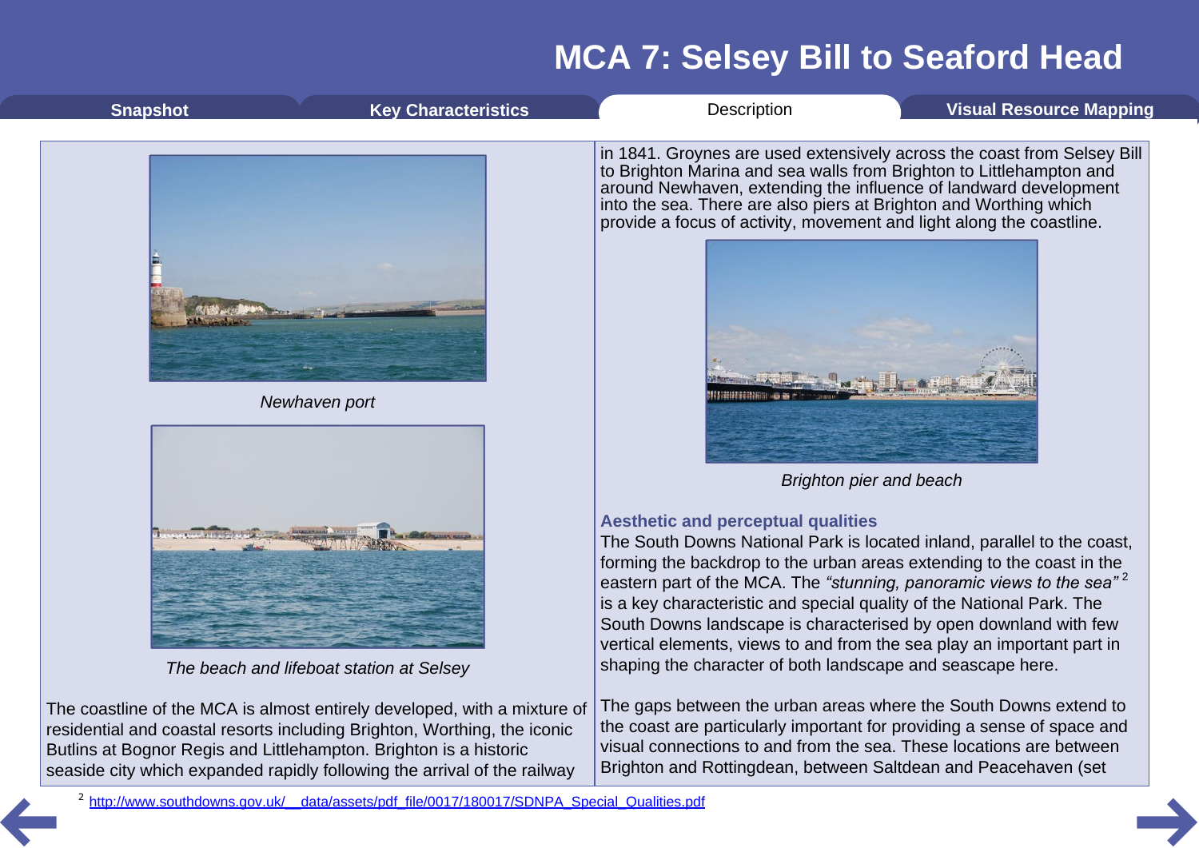# MCA 7: Selsey Bill to Seaford Head

Snapshot | Key Characteristics | Description | Visual Resource Mapping

*Newhaven port*

*The beach and lifeboat station at Selsey*

The coastline of the MCA is almost entirely developed, with a mixture of residential and coastal resorts including Brighton, Worthing, the iconic Butlins at Bognor Regis and Littlehampton. Brighton is a historic seaside city which expanded rapidly following the arrival of the railway in 1841. Groynes are used extensively across the coast from Selsey Bill to Brighton Marina and sea walls from Brighton to Littlehampton and around Newhaven, extending the influence of landward development into the sea. There are also piers at Brighton and Worthing which provide a focus of activity, movement and light along the coastline.

*Brighton pier and beach*

### Aesthetic and perceptual qualities

The South Downs National Park is located inland, parallel to the coast, forming the backdrop to the urban areas extending to the coast in the eastern part of the MCA. The *"stunning, panoramic views to the sea"* [2] is a key characteristic and special quality of the National Park. The South Downs landscape is characterised by open downland with few vertical elements, views to and from the sea play an important part in shaping the character of both landscape and seascape here.

The gaps between the urban areas where the South Downs extend to the coast are particularly important for providing a sense of space and visual connections to and from the sea. These locations are between Brighton and Rottingdean, between Saltdean and Peacehaven (set

[2] http://www.southdowns.gov.uk/__data/assets/pdf_file/0017/180017/SDNPA_Special_Qualities.pdf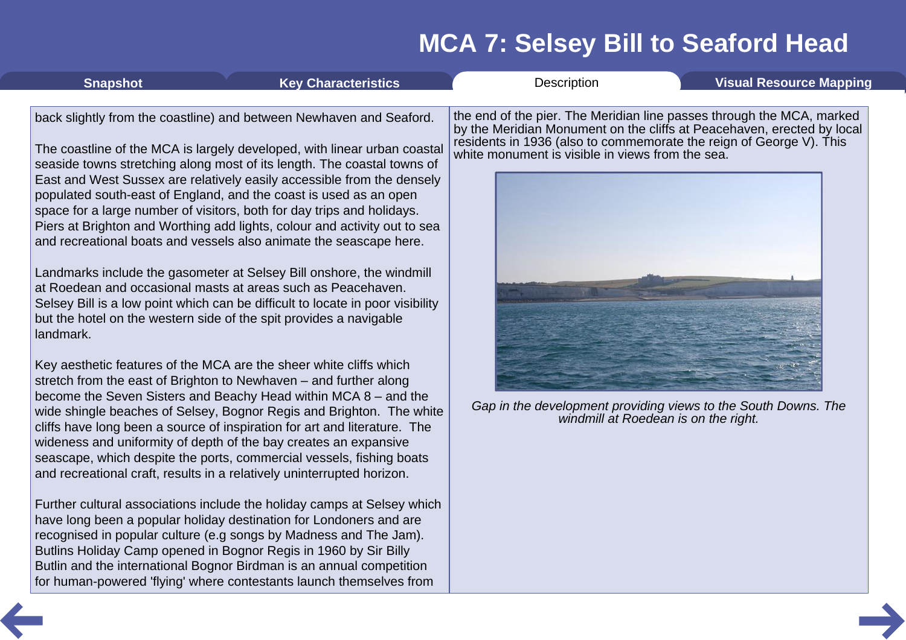# MCA 7: Selsey Bill to Seaford Head

Snapshot | Key Characteristics | Description | Visual Resource Mapping

back slightly from the coastline) and between Newhaven and Seaford.

The coastline of the MCA is largely developed, with linear urban coastal seaside towns stretching along most of its length. The coastal towns of East and West Sussex are relatively easily accessible from the densely populated south-east of England, and the coast is used as an open space for a large number of visitors, both for day trips and holidays. Piers at Brighton and Worthing add lights, colour and activity out to sea and recreational boats and vessels also animate the seascape here.

Landmarks include the gasometer at Selsey Bill onshore, the windmill at Roedean and occasional masts at areas such as Peacehaven. Selsey Bill is a low point which can be difficult to locate in poor visibility but the hotel on the western side of the spit provides a navigable landmark.

Key aesthetic features of the MCA are the sheer white cliffs which stretch from the east of Brighton to Newhaven – and further along become the Seven Sisters and Beachy Head within MCA 8 – and the wide shingle beaches of Selsey, Bognor Regis and Brighton. The white cliffs have long been a source of inspiration for art and literature. The wideness and uniformity of depth of the bay creates an expansive seascape, which despite the ports, commercial vessels, fishing boats and recreational craft, results in a relatively uninterrupted horizon.

Further cultural associations include the holiday camps at Selsey which have long been a popular holiday destination for Londoners and are recognised in popular culture (e.g songs by Madness and The Jam). Butlins Holiday Camp opened in Bognor Regis in 1960 by Sir Billy Butlin and the international Bognor Birdman is an annual competition for human-powered 'flying' where contestants launch themselves from the end of the pier. The Meridian line passes through the MCA, marked by the Meridian Monument on the cliffs at Peacehaven, erected by local residents in 1936 (also to commemorate the reign of George V). This white monument is visible in views from the sea.

*Gap in the development providing views to the South Downs. The windmill at Roedean is on the right.*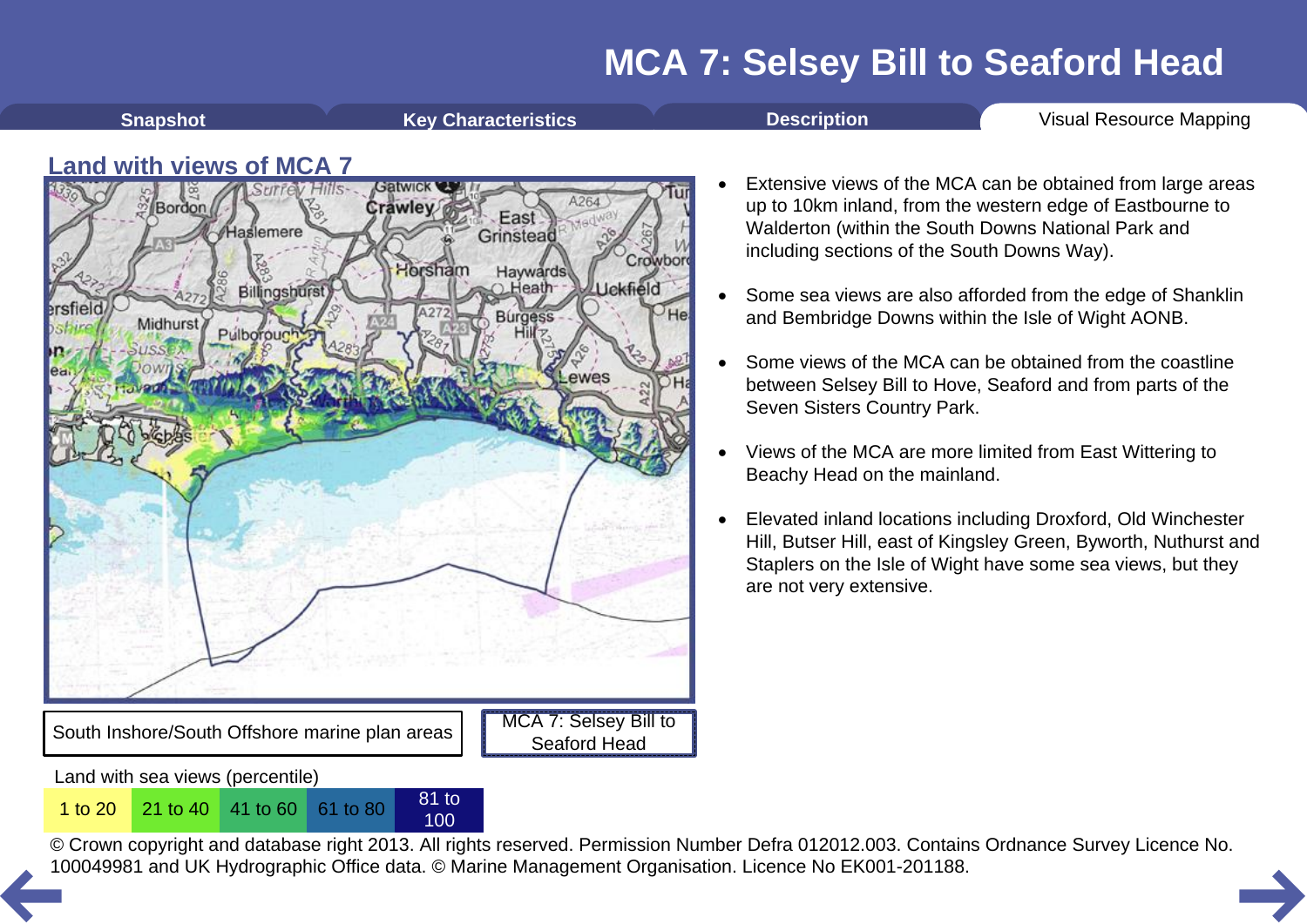# MCA 7: Selsey Bill to Seaford Head

Snapshot | Key Characteristics | Description | Visual Resource Mapping

## Land with views of MCA 7

South Inshore/South Offshore marine plan areas

MCA 7: Selsey Bill to Seaford Head

Land with sea views (percentile)

| 1 to 20 | 21 to 40 | 41 to 60 | 61 to 80 | 81 to 100 |
|---|---|---|---|---|

© Crown copyright and database right 2013. All rights reserved. Permission Number Defra 012012.003. Contains Ordnance Survey Licence No. 100049981 and UK Hydrographic Office data. © Marine Management Organisation. Licence No EK001-201188.

- Extensive views of the MCA can be obtained from large areas up to 10km inland, from the western edge of Eastbourne to Walderton (within the South Downs National Park and including sections of the South Downs Way).
- Some sea views are also afforded from the edge of Shanklin and Bembridge Downs within the Isle of Wight AONB.
- Some views of the MCA can be obtained from the coastline between Selsey Bill to Hove, Seaford and from parts of the Seven Sisters Country Park.
- Views of the MCA are more limited from East Wittering to Beachy Head on the mainland.
- Elevated inland locations including Droxford, Old Winchester Hill, Butser Hill, east of Kingsley Green, Byworth, Nuthurst and Staplers on the Isle of Wight have some sea views, but they are not very extensive.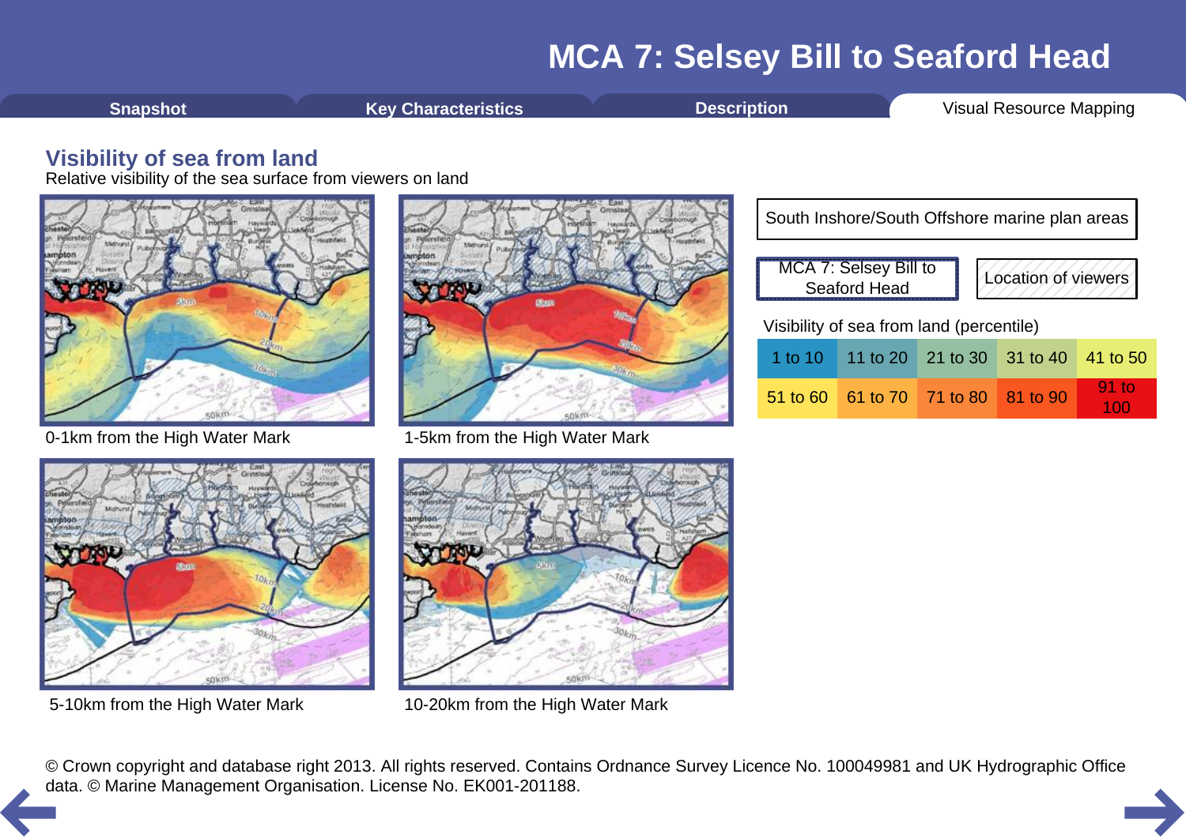# MCA 7: Selsey Bill to Seaford Head

Snapshot | Key Characteristics | Description | Visual Resource Mapping

## Visibility of sea from land

Relative visibility of the sea surface from viewers on land

0-1km from the High Water Mark

1-5km from the High Water Mark

5-10km from the High Water Mark

10-20km from the High Water Mark

South Inshore/South Offshore marine plan areas

MCA 7: Selsey Bill to Seaford Head

Location of viewers

Visibility of sea from land (percentile)

| | | | | |
|---|---|---|---|---|
| 1 to 10 | 11 to 20 | 21 to 30 | 31 to 40 | 41 to 50 |
| 51 to 60 | 61 to 70 | 71 to 80 | 81 to 90 | 91 to 100 |

© Crown copyright and database right 2013. All rights reserved. Contains Ordnance Survey Licence No. 100049981 and UK Hydrographic Office data. © Marine Management Organisation. License No. EK001-201188.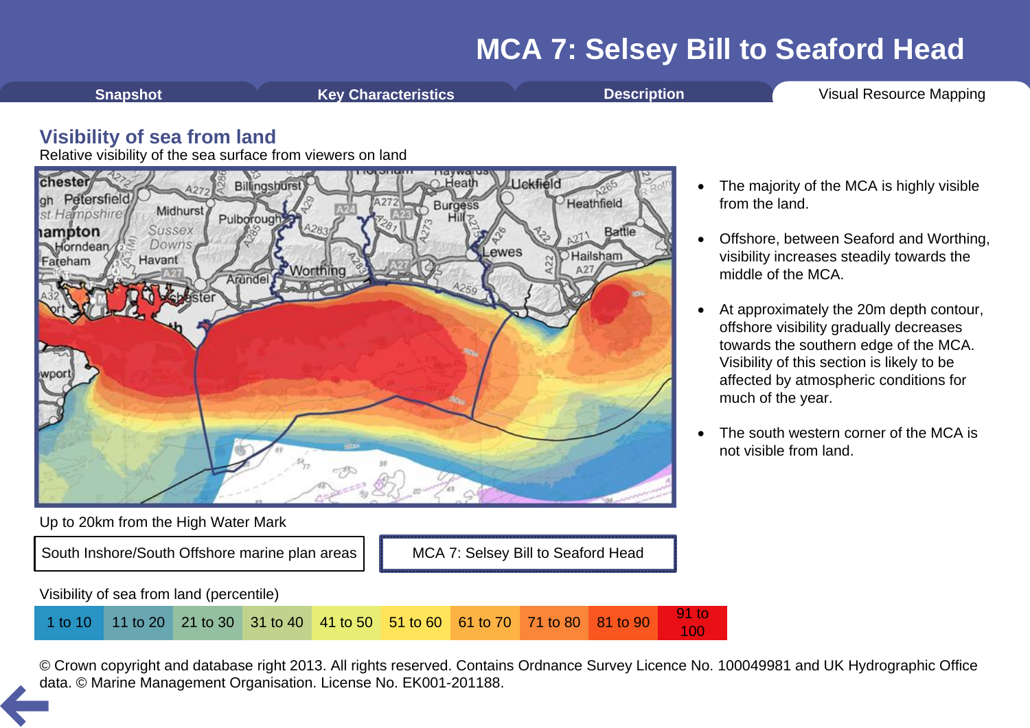# MCA 7: Selsey Bill to Seaford Head

Snapshot | Key Characteristics | Description | Visual Resource Mapping

## Visibility of sea from land

Relative visibility of the sea surface from viewers on land

- The majority of the MCA is highly visible from the land.
- Offshore, between Seaford and Worthing, visibility increases steadily towards the middle of the MCA.
- At approximately the 20m depth contour, offshore visibility gradually decreases towards the southern edge of the MCA. Visibility of this section is likely to be affected by atmospheric conditions for much of the year.
- The south western corner of the MCA is not visible from land.

Up to 20km from the High Water Mark

South Inshore/South Offshore marine plan areas

MCA 7: Selsey Bill to Seaford Head

Visibility of sea from land (percentile)

1 to 10
11 to 20
21 to 30
31 to 40
41 to 50
51 to 60
61 to 70
71 to 80
81 to 90
91 to 100

© Crown copyright and database right 2013. All rights reserved. Contains Ordnance Survey Licence No. 100049981 and UK Hydrographic Office data. © Marine Management Organisation. License No. EK001-201188.